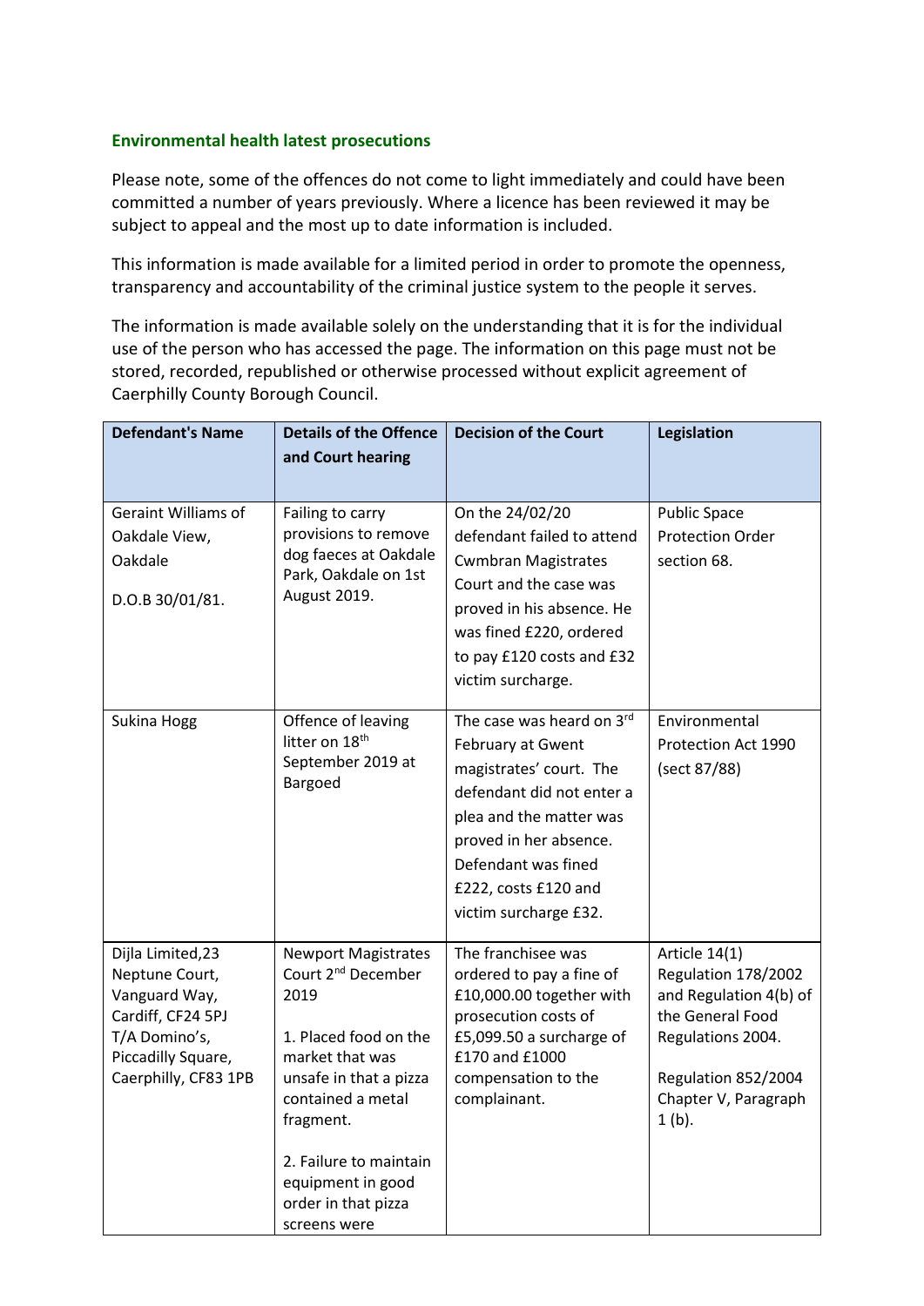## Environmental health latest prosecutions

Please note, some of the offences do not come to light immediately and could have been committed a number of years previously. Where a licence has been reviewed it may be subject to appeal and the most up to date information is included.

This information is made available for a limited period in order to promote the openness, transparency and accountability of the criminal justice system to the people it serves.

The information is made available solely on the understanding that it is for the individual use of the person who has accessed the page. The information on this page must not be stored, recorded, republished or otherwise processed without explicit agreement of Caerphilly County Borough Council.

| Defendant's Name | Details of the Offence and Court hearing | Decision of the Court | Legislation |
|---|---|---|---|
| Geraint Williams of Oakdale View, Oakdale<br><br>D.O.B 30/01/81. | Failing to carry provisions to remove dog faeces at Oakdale Park, Oakdale on 1st August 2019. | On the 24/02/20 defendant failed to attend Cwmbran Magistrates Court and the case was proved in his absence. He was fined £220, ordered to pay £120 costs and £32 victim surcharge. | Public Space Protection Order section 68. |
| Sukina Hogg | Offence of leaving litter on 18th September 2019 at Bargoed | The case was heard on 3rd February at Gwent magistrates' court. The defendant did not enter a plea and the matter was proved in her absence. Defendant was fined £222, costs £120 and victim surcharge £32. | Environmental Protection Act 1990 (sect 87/88) |
| Dijla Limited,23 Neptune Court, Vanguard Way, Cardiff, CF24 5PJ T/A Domino's, Piccadilly Square, Caerphilly, CF83 1PB | Newport Magistrates Court 2nd December 2019<br><br>1. Placed food on the market that was unsafe in that a pizza contained a metal fragment.<br><br>2. Failure to maintain equipment in good order in that pizza screens were | The franchisee was ordered to pay a fine of £10,000.00 together with prosecution costs of £5,099.50 a surcharge of £170 and £1000 compensation to the complainant. | Article 14(1) Regulation 178/2002 and Regulation 4(b) of the General Food Regulations 2004.<br><br>Regulation 852/2004 Chapter V, Paragraph 1 (b). |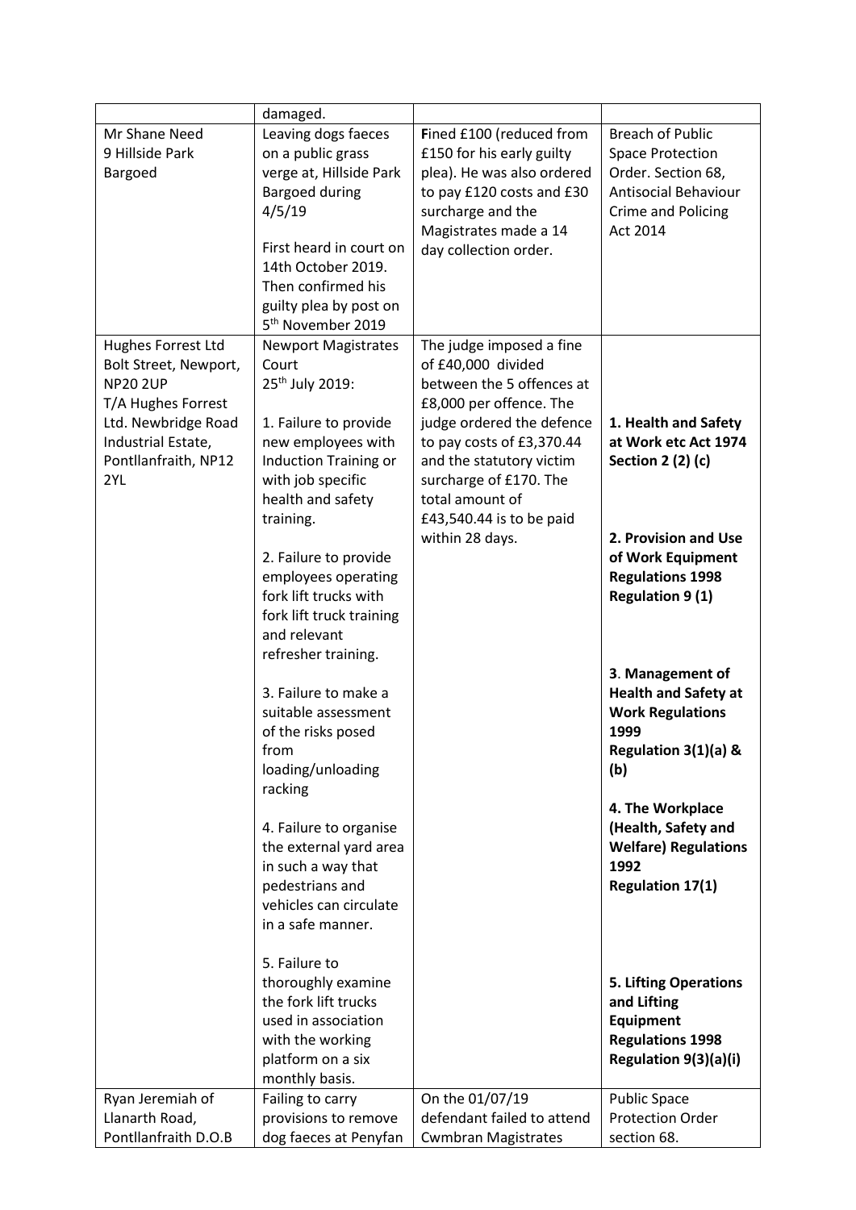| | damaged. | | |
|---|---|---|---|
| Mr Shane Need<br>9 Hillside Park<br>Bargoed | Leaving dogs faeces on a public grass verge at, Hillside Park Bargoed during 4/5/19<br><br>First heard in court on 14th October 2019. Then confirmed his guilty plea by post on 5th November 2019 | **F**ined £100 (reduced from £150 for his early guilty plea). He was also ordered to pay £120 costs and £30 surcharge and the Magistrates made a 14 day collection order. | Breach of Public Space Protection Order. Section 68, Antisocial Behaviour Crime and Policing Act 2014 |
| Hughes Forrest Ltd<br>Bolt Street, Newport, NP20 2UP<br>T/A Hughes Forrest Ltd. Newbridge Road Industrial Estate, Pontllanfraith, NP12 2YL | Newport Magistrates Court<br>25th July 2019:<br><br>1. Failure to provide new employees with Induction Training or with job specific health and safety training.<br><br>2. Failure to provide employees operating fork lift trucks with fork lift truck training and relevant refresher training.<br><br>3. Failure to make a suitable assessment of the risks posed from loading/unloading racking<br><br>4. Failure to organise the external yard area in such a way that pedestrians and vehicles can circulate in a safe manner.<br><br>5. Failure to thoroughly examine the fork lift trucks used in association with the working platform on a six monthly basis. | The judge imposed a fine of £40,000 divided between the 5 offences at £8,000 per offence. The judge ordered the defence to pay costs of £3,370.44 and the statutory victim surcharge of £170. The total amount of £43,540.44 is to be paid within 28 days. | **1. Health and Safety at Work etc Act 1974 Section 2 (2) (c)**<br><br>**2. Provision and Use of Work Equipment Regulations 1998 Regulation 9 (1)**<br><br>**3. Management of Health and Safety at Work Regulations 1999 Regulation 3(1)(a) & (b)**<br><br>**4. The Workplace (Health, Safety and Welfare) Regulations 1992 Regulation 17(1)**<br><br>**5. Lifting Operations and Lifting Equipment Regulations 1998 Regulation 9(3)(a)(i)** |
| Ryan Jeremiah of Llanarth Road, Pontllanfraith D.O.B | Failing to carry provisions to remove dog faeces at Penyfan | On the 01/07/19 defendant failed to attend Cwmbran Magistrates | Public Space Protection Order section 68. |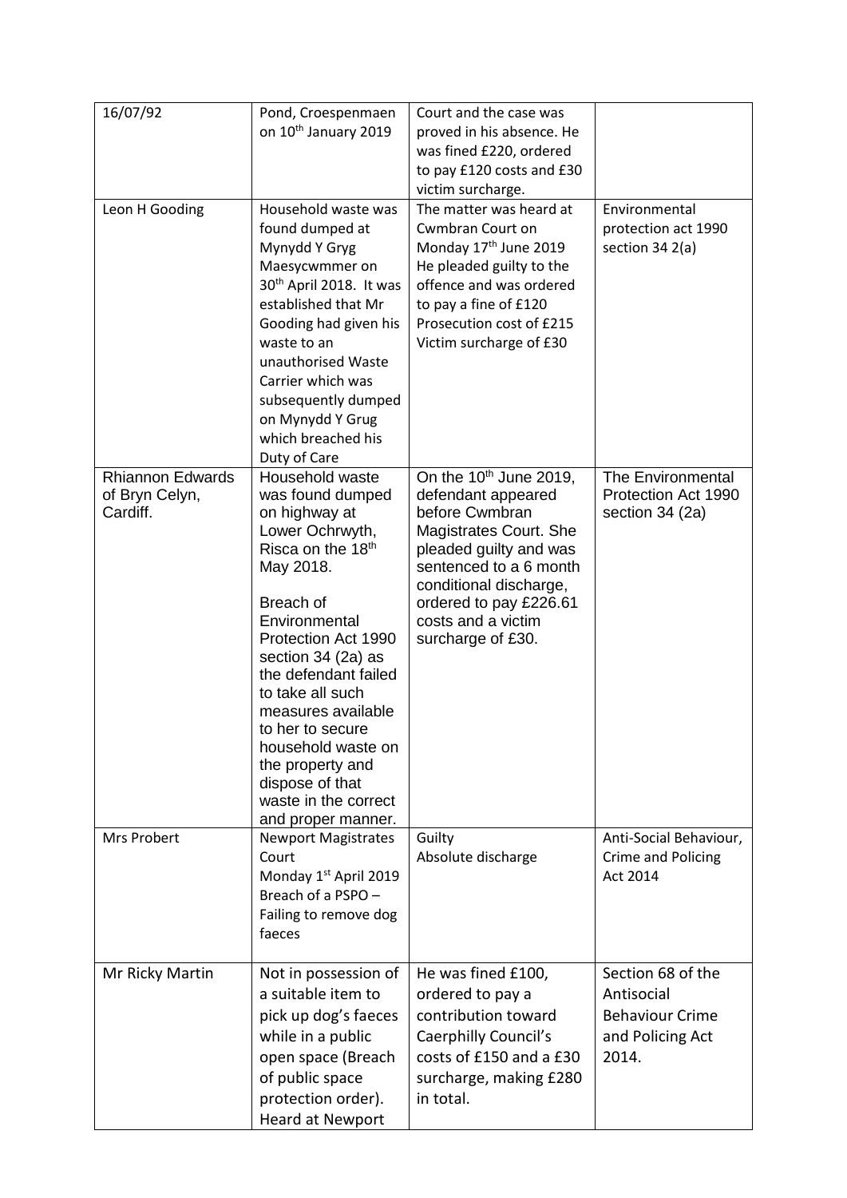| 16/07/92 | Pond, Croespenmaen on 10th January 2019 | Court and the case was proved in his absence. He was fined £220, ordered to pay £120 costs and £30 victim surcharge. | |
|---|---|---|---|
| Leon H Gooding | Household waste was found dumped at Mynydd Y Gryg Maesycwmmer on 30th April 2018. It was established that Mr Gooding had given his waste to an unauthorised Waste Carrier which was subsequently dumped on Mynydd Y Grug which breached his Duty of Care | The matter was heard at Cwmbran Court on Monday 17th June 2019 He pleaded guilty to the offence and was ordered to pay a fine of £120 Prosecution cost of £215 Victim surcharge of £30 | Environmental protection act 1990 section 34 2(a) |
| Rhiannon Edwards of Bryn Celyn, Cardiff. | Household waste was found dumped on highway at Lower Ochrwyth, Risca on the 18th May 2018.<br><br>Breach of Environmental Protection Act 1990 section 34 (2a) as the defendant failed to take all such measures available to her to secure household waste on the property and dispose of that waste in the correct and proper manner. | On the 10th June 2019, defendant appeared before Cwmbran Magistrates Court. She pleaded guilty and was sentenced to a 6 month conditional discharge, ordered to pay £226.61 costs and a victim surcharge of £30. | The Environmental Protection Act 1990 section 34 (2a) |
| Mrs Probert | Newport Magistrates Court Monday 1st April 2019 Breach of a PSPO – Failing to remove dog faeces | Guilty Absolute discharge | Anti-Social Behaviour, Crime and Policing Act 2014 |
| Mr Ricky Martin | Not in possession of a suitable item to pick up dog's faeces while in a public open space (Breach of public space protection order). Heard at Newport | He was fined £100, ordered to pay a contribution toward Caerphilly Council's costs of £150 and a £30 surcharge, making £280 in total. | Section 68 of the Antisocial Behaviour Crime and Policing Act 2014. |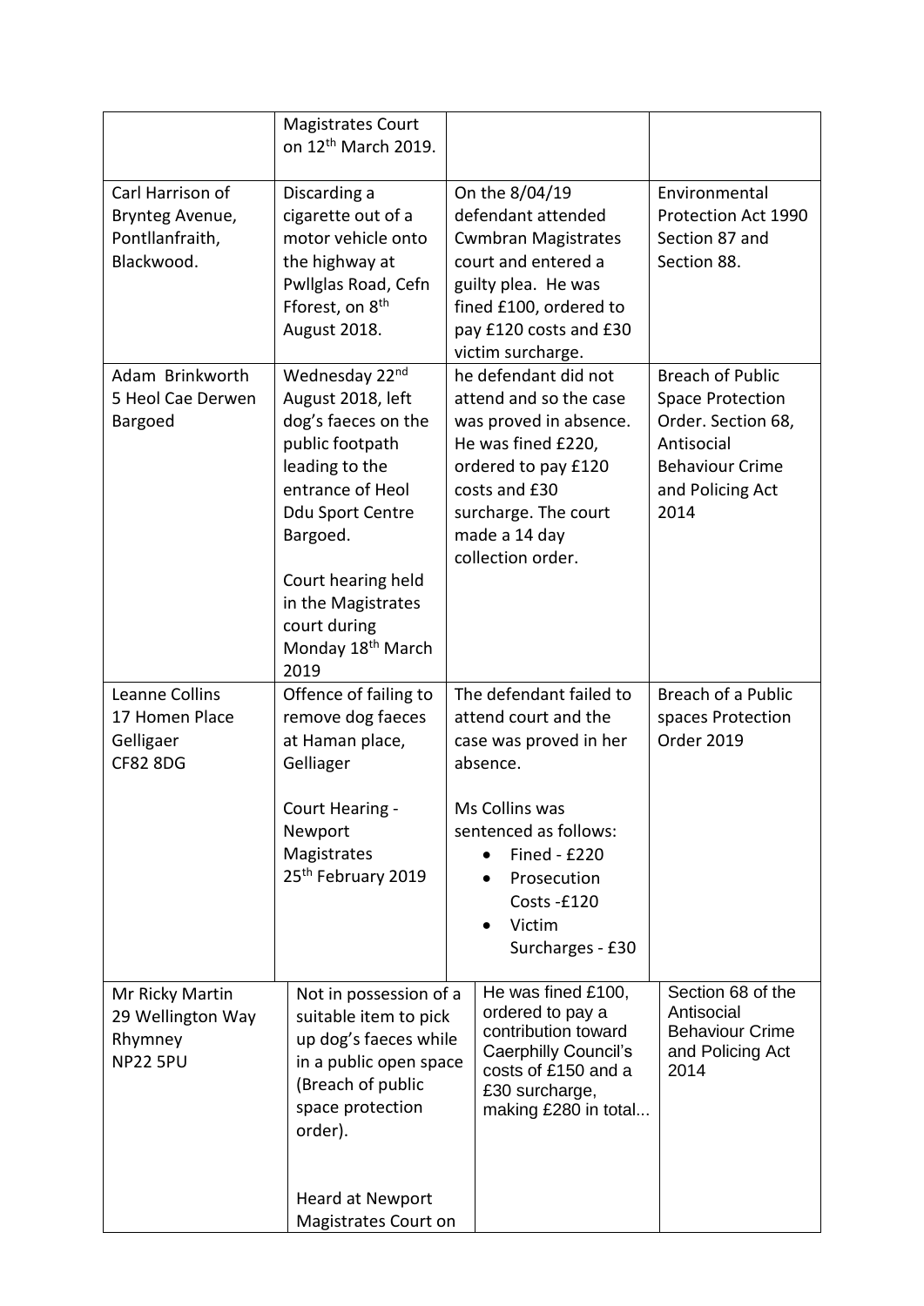| | | | |
|---|---|---|---|
| | Magistrates Court on 12th March 2019. | | |
| Carl Harrison of Brynteg Avenue, Pontllanfraith, Blackwood. | Discarding a cigarette out of a motor vehicle onto the highway at Pwllglas Road, Cefn Fforest, on 8th August 2018. | On the 8/04/19 defendant attended Cwmbran Magistrates court and entered a guilty plea. He was fined £100, ordered to pay £120 costs and £30 victim surcharge. | Environmental Protection Act 1990 Section 87 and Section 88. |
| Adam Brinkworth 5 Heol Cae Derwen Bargoed | Wednesday 22nd August 2018, left dog's faeces on the public footpath leading to the entrance of Heol Ddu Sport Centre Bargoed.<br><br>Court hearing held in the Magistrates court during Monday 18th March 2019 | he defendant did not attend and so the case was proved in absence. He was fined £220, ordered to pay £120 costs and £30 surcharge. The court made a 14 day collection order. | Breach of Public Space Protection Order. Section 68, Antisocial Behaviour Crime and Policing Act 2014 |
| Leanne Collins 17 Homen Place Gelligaer CF82 8DG | Offence of failing to remove dog faeces at Haman place, Gelliager<br><br>Court Hearing - Newport Magistrates 25th February 2019 | The defendant failed to attend court and the case was proved in her absence.<br><br>Ms Collins was sentenced as follows:<br>• Fined - £220<br>• Prosecution Costs -£120<br>• Victim Surcharges - £30 | Breach of a Public spaces Protection Order 2019 |
| Mr Ricky Martin 29 Wellington Way Rhymney NP22 5PU | Not in possession of a suitable item to pick up dog's faeces while in a public open space (Breach of public space protection order).<br><br>Heard at Newport Magistrates Court on | He was fined £100, ordered to pay a contribution toward Caerphilly Council's costs of £150 and a £30 surcharge, making £280 in total... | Section 68 of the Antisocial Behaviour Crime and Policing Act 2014 |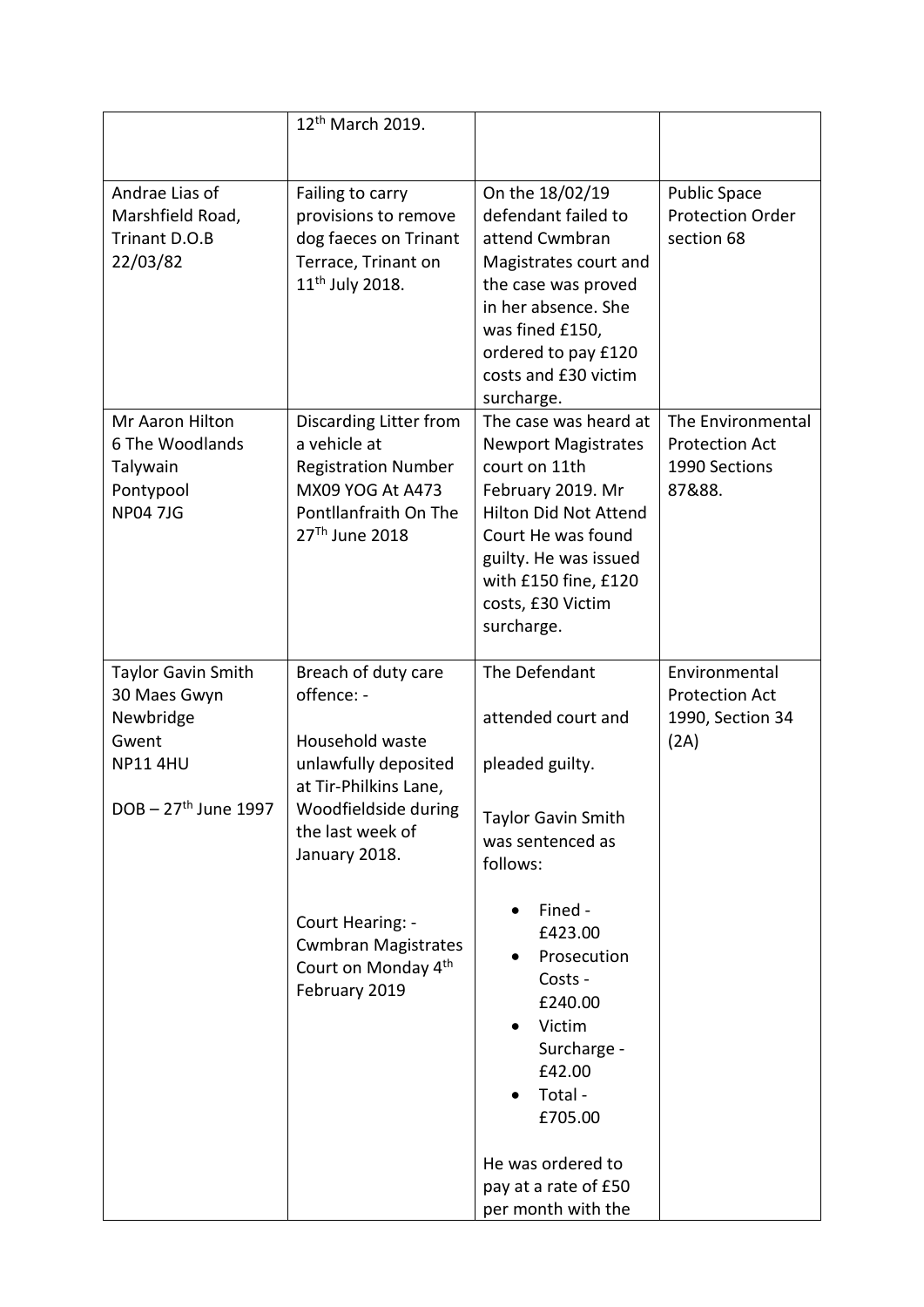| | | | |
|---|---|---|---|
| | 12th March 2019. | | |
| Andrae Lias of Marshfield Road, Trinant D.O.B 22/03/82 | Failing to carry provisions to remove dog faeces on Trinant Terrace, Trinant on 11th July 2018. | On the 18/02/19 defendant failed to attend Cwmbran Magistrates court and the case was proved in her absence. She was fined £150, ordered to pay £120 costs and £30 victim surcharge. | Public Space Protection Order section 68 |
| Mr Aaron Hilton<br>6 The Woodlands<br>Talywain<br>Pontypool<br>NP04 7JG | Discarding Litter from a vehicle at Registration Number MX09 YOG At A473 Pontllanfraith On The 27Th June 2018 | The case was heard at Newport Magistrates court on 11th February 2019. Mr Hilton Did Not Attend Court He was found guilty. He was issued with £150 fine, £120 costs, £30 Victim surcharge. | The Environmental Protection Act 1990 Sections 87&88. |
| Taylor Gavin Smith<br>30 Maes Gwyn<br>Newbridge<br>Gwent<br>NP11 4HU<br><br>DOB – 27th June 1997 | Breach of duty care offence: -<br><br>Household waste unlawfully deposited at Tir-Philkins Lane, Woodfieldside during the last week of January 2018.<br><br>Court Hearing: - Cwmbran Magistrates Court on Monday 4th February 2019 | The Defendant<br><br>attended court and<br><br>pleaded guilty.<br><br>Taylor Gavin Smith was sentenced as follows:<br><br>• Fined - £423.00<br>• Prosecution Costs - £240.00<br>• Victim Surcharge - £42.00<br>• Total - £705.00<br><br>He was ordered to pay at a rate of £50 per month with the | Environmental Protection Act 1990, Section 34 (2A) |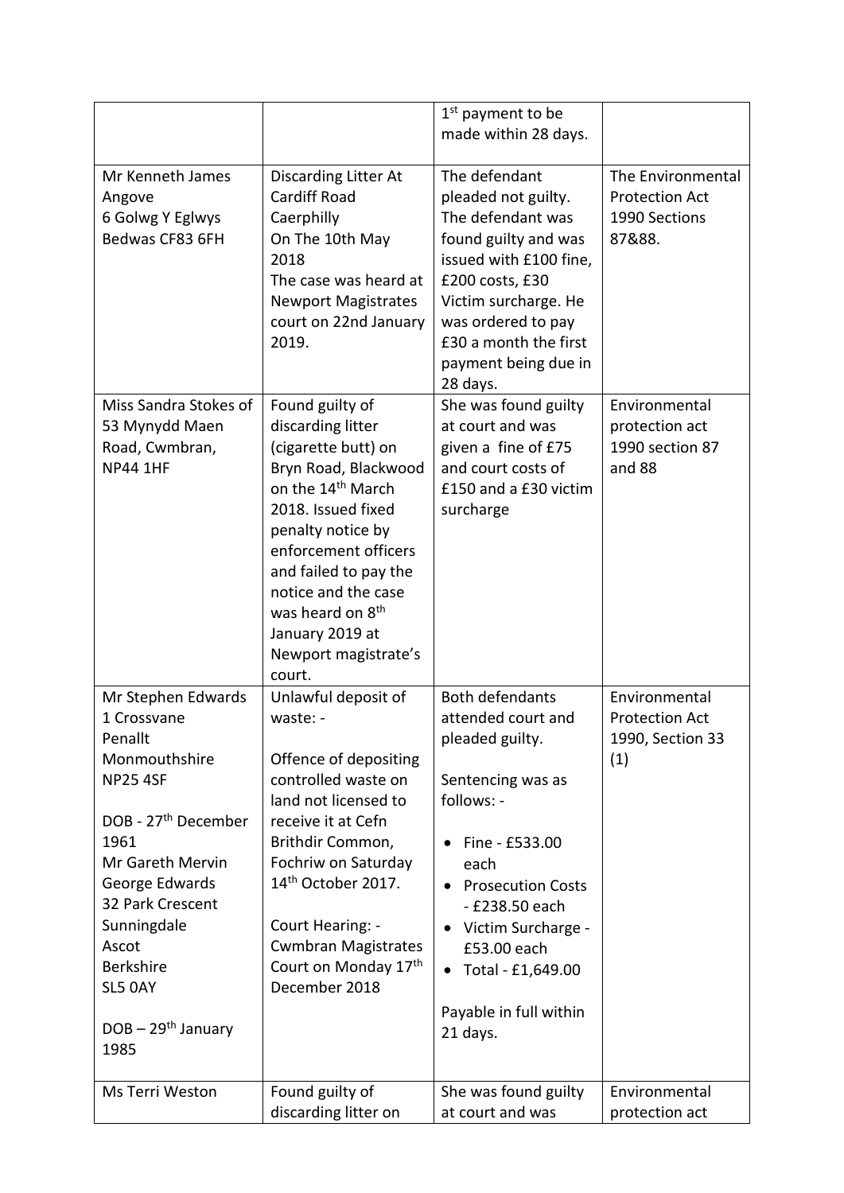| | | | |
|---|---|---|---|
| | | 1st payment to be made within 28 days. | |
| Mr Kenneth James Angove<br>6 Golwg Y Eglwys<br>Bedwas CF83 6FH | Discarding Litter At Cardiff Road Caerphilly<br>On The 10th May 2018<br>The case was heard at Newport Magistrates court on 22nd January 2019. | The defendant pleaded not guilty. The defendant was found guilty and was issued with £100 fine, £200 costs, £30 Victim surcharge. He was ordered to pay £30 a month the first payment being due in 28 days. | The Environmental Protection Act 1990 Sections 87&88. |
| Miss Sandra Stokes of 53 Mynydd Maen Road, Cwmbran, NP44 1HF | Found guilty of discarding litter (cigarette butt) on Bryn Road, Blackwood on the 14th March 2018. Issued fixed penalty notice by enforcement officers and failed to pay the notice and the case was heard on 8th January 2019 at Newport magistrate's court. | She was found guilty at court and was given a fine of £75 and court costs of £150 and a £30 victim surcharge | Environmental protection act 1990 section 87 and 88 |
| Mr Stephen Edwards<br>1 Crossvane<br>Penallt<br>Monmouthshire<br>NP25 4SF<br><br>DOB - 27th December 1961<br>Mr Gareth Mervin George Edwards<br>32 Park Crescent<br>Sunningdale<br>Ascot<br>Berkshire<br>SL5 0AY<br><br>DOB – 29th January 1985 | Unlawful deposit of waste: -<br><br>Offence of depositing controlled waste on land not licensed to receive it at Cefn Brithdir Common, Fochriw on Saturday 14th October 2017.<br><br>Court Hearing: - Cwmbran Magistrates Court on Monday 17th December 2018 | Both defendants attended court and pleaded guilty.<br><br>Sentencing was as follows: -<br><br>• Fine - £533.00 each<br>• Prosecution Costs - £238.50 each<br>• Victim Surcharge - £53.00 each<br>• Total - £1,649.00<br><br>Payable in full within 21 days. | Environmental Protection Act 1990, Section 33 (1) |
| Ms Terri Weston | Found guilty of discarding litter on | She was found guilty at court and was | Environmental protection act |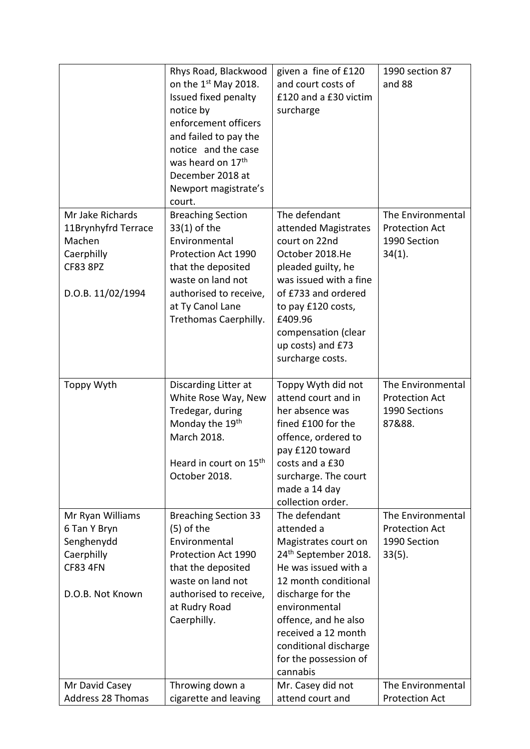|  |  |  |  |
| --- | --- | --- | --- |
|  | Rhys Road, Blackwood on the 1st May 2018. Issued fixed penalty notice by enforcement officers and failed to pay the notice and the case was heard on 17th December 2018 at Newport magistrate's court. | given a fine of £120 and court costs of £120 and a £30 victim surcharge | 1990 section 87 and 88 |
| Mr Jake Richards<br>11Brynhyfrd Terrace<br>Machen<br>Caerphilly<br>CF83 8PZ<br><br>D.O.B. 11/02/1994 | Breaching Section 33(1) of the Environmental Protection Act 1990 that the deposited waste on land not authorised to receive, at Ty Canol Lane Trethomas Caerphilly. | The defendant attended Magistrates court on 22nd October 2018.He pleaded guilty, he was issued with a fine of £733 and ordered to pay £120 costs, £409.96 compensation (clear up costs) and £73 surcharge costs. | The Environmental Protection Act 1990 Section 34(1). |
| Toppy Wyth | Discarding Litter at White Rose Way, New Tredegar, during Monday the 19th March 2018.<br><br>Heard in court on 15th October 2018. | Toppy Wyth did not attend court and in her absence was fined £100 for the offence, ordered to pay £120 toward costs and a £30 surcharge. The court made a 14 day collection order. | The Environmental Protection Act 1990 Sections 87&88. |
| Mr Ryan Williams<br>6 Tan Y Bryn<br>Senghenydd<br>Caerphilly<br>CF83 4FN<br><br>D.O.B. Not Known | Breaching Section 33 (5) of the Environmental Protection Act 1990 that the deposited waste on land not authorised to receive, at Rudry Road Caerphilly. | The defendant attended a Magistrates court on 24th September 2018. He was issued with a 12 month conditional discharge for the environmental offence, and he also received a 12 month conditional discharge for the possession of cannabis | The Environmental Protection Act 1990 Section 33(5). |
| Mr David Casey<br>Address 28 Thomas | Throwing down a cigarette and leaving | Mr. Casey did not attend court and | The Environmental Protection Act |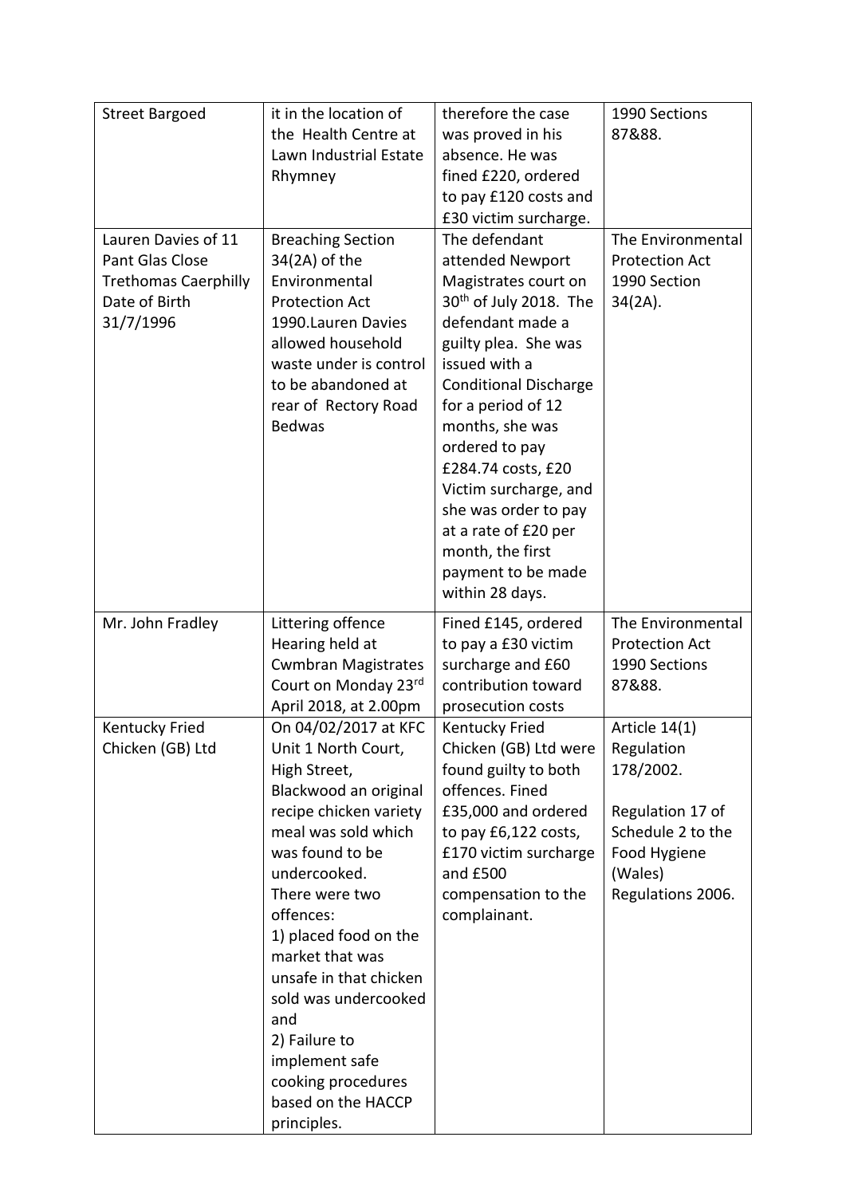| Street Bargoed | it in the location of the Health Centre at Lawn Industrial Estate Rhymney | therefore the case was proved in his absence. He was fined £220, ordered to pay £120 costs and £30 victim surcharge. | 1990 Sections 87&88. |
|---|---|---|---|
| Lauren Davies of 11 Pant Glas Close Trethomas Caerphilly Date of Birth 31/7/1996 | Breaching Section 34(2A) of the Environmental Protection Act 1990.Lauren Davies allowed household waste under is control to be abandoned at rear of Rectory Road Bedwas | The defendant attended Newport Magistrates court on 30th of July 2018. The defendant made a guilty plea. She was issued with a Conditional Discharge for a period of 12 months, she was ordered to pay £284.74 costs, £20 Victim surcharge, and she was order to pay at a rate of £20 per month, the first payment to be made within 28 days. | The Environmental Protection Act 1990 Section 34(2A). |
| Mr. John Fradley | Littering offence Hearing held at Cwmbran Magistrates Court on Monday 23rd April 2018, at 2.00pm | Fined £145, ordered to pay a £30 victim surcharge and £60 contribution toward prosecution costs | The Environmental Protection Act 1990 Sections 87&88. |
| Kentucky Fried Chicken (GB) Ltd | On 04/02/2017 at KFC Unit 1 North Court, High Street, Blackwood an original recipe chicken variety meal was sold which was found to be undercooked. There were two offences: 1) placed food on the market that was unsafe in that chicken sold was undercooked and 2) Failure to implement safe cooking procedures based on the HACCP principles. | Kentucky Fried Chicken (GB) Ltd were found guilty to both offences. Fined £35,000 and ordered to pay £6,122 costs, £170 victim surcharge and £500 compensation to the complainant. | Article 14(1) Regulation 178/2002. Regulation 17 of Schedule 2 to the Food Hygiene (Wales) Regulations 2006. |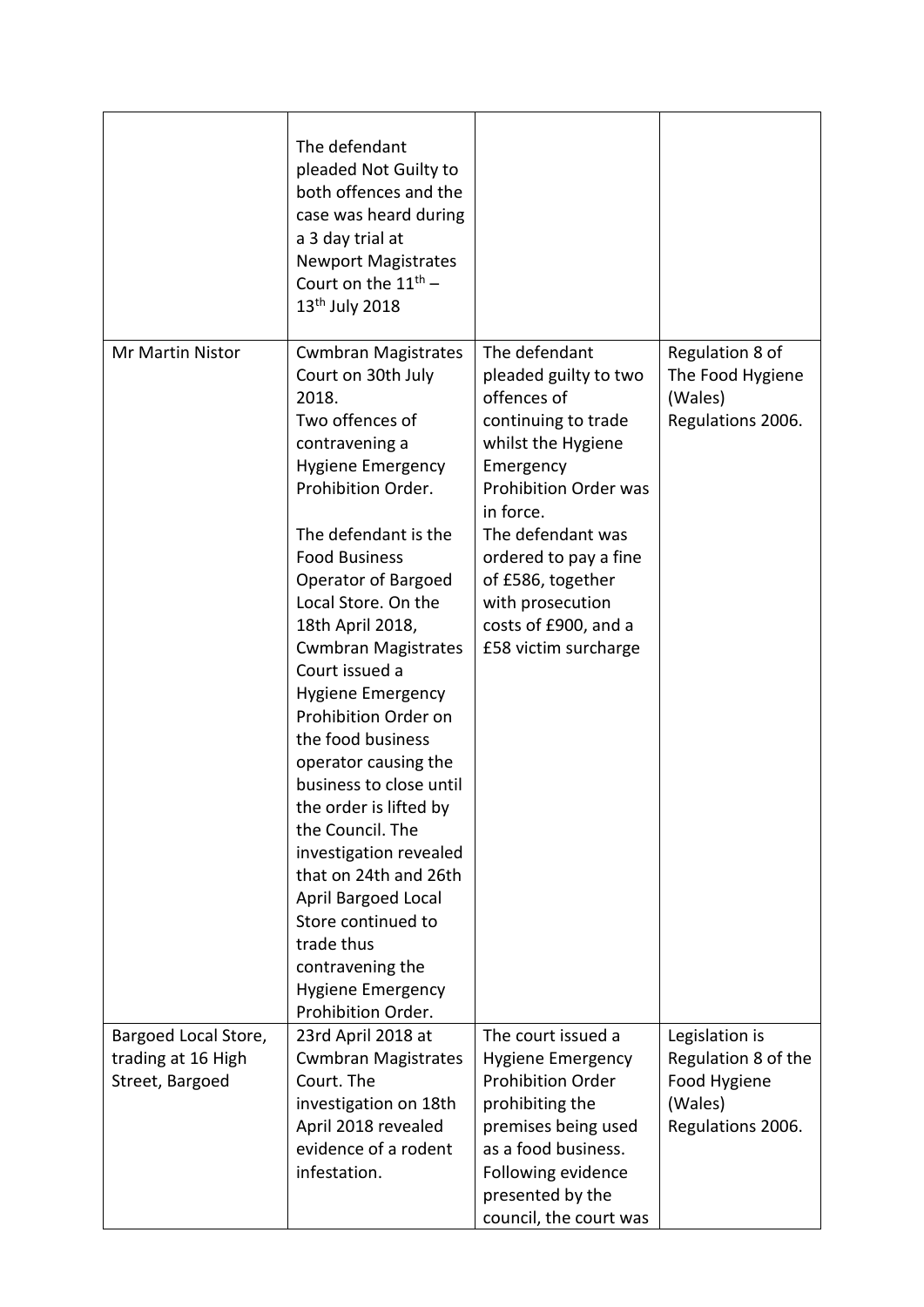| | | | |
|---|---|---|---|
| | The defendant pleaded Not Guilty to both offences and the case was heard during a 3 day trial at Newport Magistrates Court on the 11th – 13th July 2018 | | |
| Mr Martin Nistor | Cwmbran Magistrates Court on 30th July 2018.<br>Two offences of contravening a Hygiene Emergency Prohibition Order.<br><br>The defendant is the Food Business Operator of Bargoed Local Store. On the 18th April 2018, Cwmbran Magistrates Court issued a Hygiene Emergency Prohibition Order on the food business operator causing the business to close until the order is lifted by the Council. The investigation revealed that on 24th and 26th April Bargoed Local Store continued to trade thus contravening the Hygiene Emergency Prohibition Order. | The defendant pleaded guilty to two offences of continuing to trade whilst the Hygiene Emergency Prohibition Order was in force.<br>The defendant was ordered to pay a fine of £586, together with prosecution costs of £900, and a £58 victim surcharge | Regulation 8 of The Food Hygiene (Wales) Regulations 2006. |
| Bargoed Local Store, trading at 16 High Street, Bargoed | 23rd April 2018 at Cwmbran Magistrates Court. The investigation on 18th April 2018 revealed evidence of a rodent infestation. | The court issued a Hygiene Emergency Prohibition Order prohibiting the premises being used as a food business. Following evidence presented by the council, the court was | Legislation is Regulation 8 of the Food Hygiene (Wales) Regulations 2006. |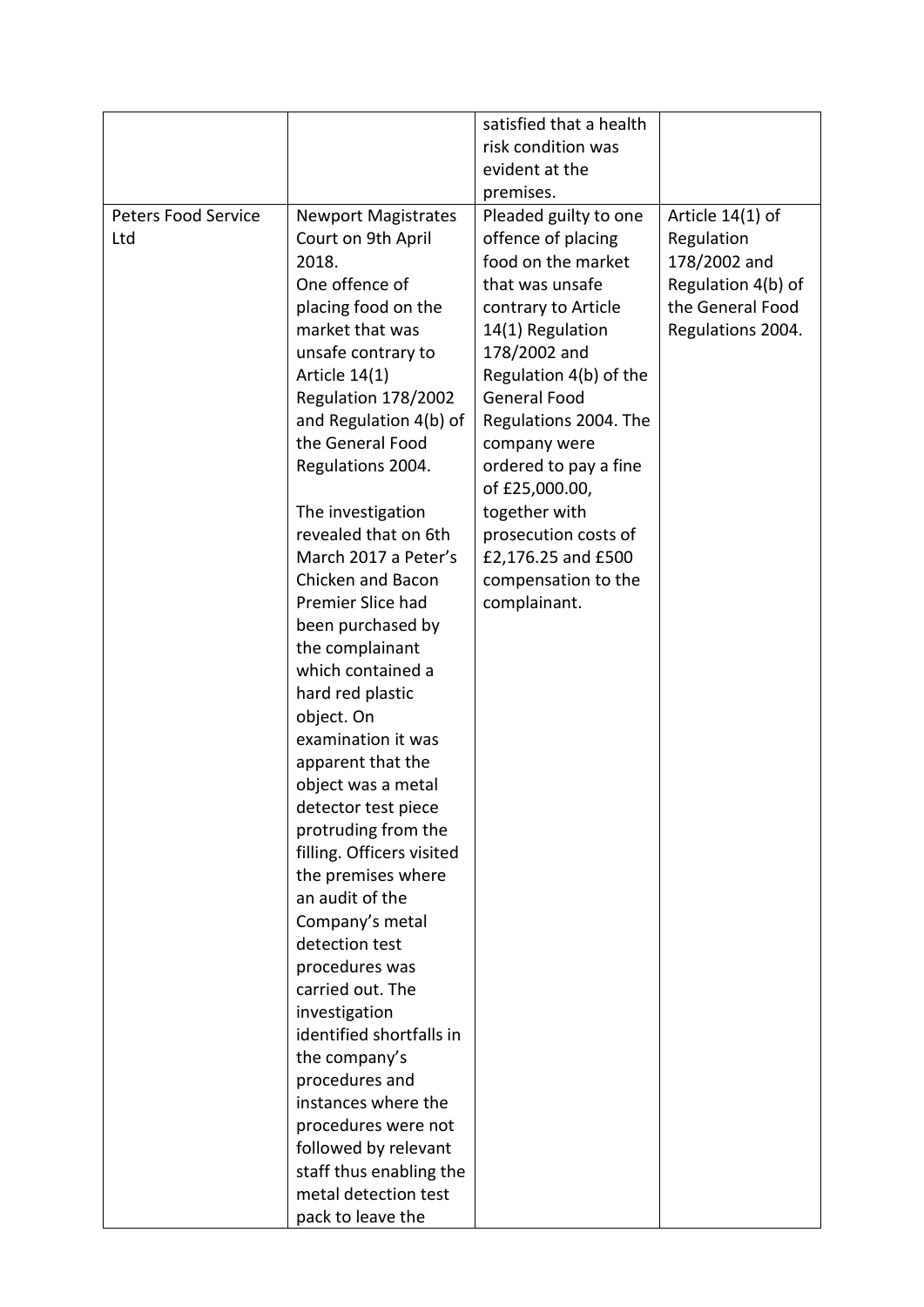| | | | |
|---|---|---|---|
| | | satisfied that a health risk condition was evident at the premises. | |
| Peters Food Service Ltd | Newport Magistrates Court on 9th April 2018.<br>One offence of placing food on the market that was unsafe contrary to Article 14(1) Regulation 178/2002 and Regulation 4(b) of the General Food Regulations 2004.<br><br>The investigation revealed that on 6th March 2017 a Peter's Chicken and Bacon Premier Slice had been purchased by the complainant which contained a hard red plastic object. On examination it was apparent that the object was a metal detector test piece protruding from the filling. Officers visited the premises where an audit of the Company's metal detection test procedures was carried out. The investigation identified shortfalls in the company's procedures and instances where the procedures were not followed by relevant staff thus enabling the metal detection test pack to leave the | Pleaded guilty to one offence of placing food on the market that was unsafe contrary to Article 14(1) Regulation 178/2002 and Regulation 4(b) of the General Food Regulations 2004. The company were ordered to pay a fine of £25,000.00, together with prosecution costs of £2,176.25 and £500 compensation to the complainant. | Article 14(1) of Regulation 178/2002 and Regulation 4(b) of the General Food Regulations 2004. |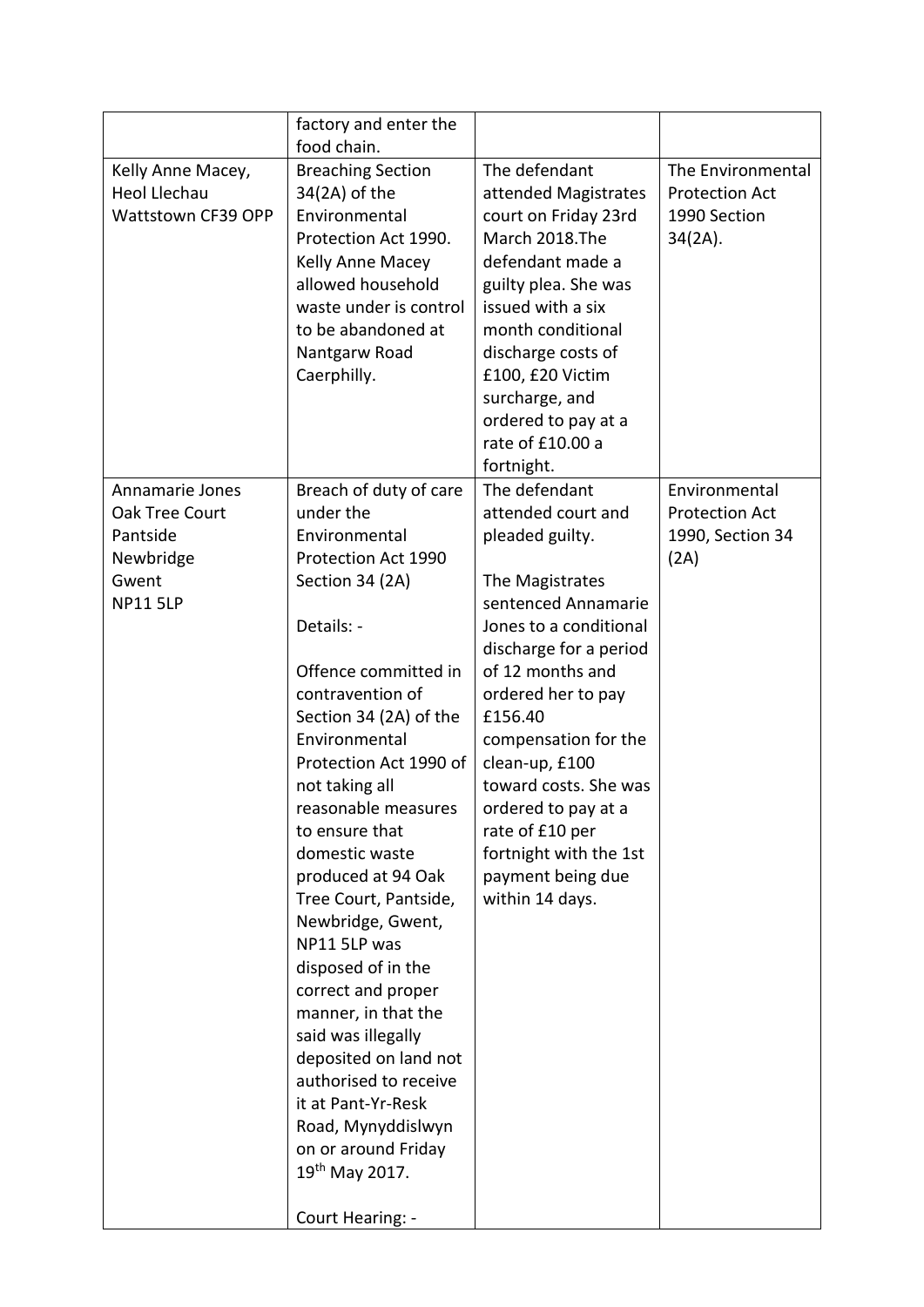| | | | |
|---|---|---|---|
| | factory and enter the food chain. | | |
| Kelly Anne Macey, Heol Llechau Wattstown CF39 OPP | Breaching Section 34(2A) of the Environmental Protection Act 1990. Kelly Anne Macey allowed household waste under is control to be abandoned at Nantgarw Road Caerphilly. | The defendant attended Magistrates court on Friday 23rd March 2018.The defendant made a guilty plea. She was issued with a six month conditional discharge costs of £100, £20 Victim surcharge, and ordered to pay at a rate of £10.00 a fortnight. | The Environmental Protection Act 1990 Section 34(2A). |
| Annamarie Jones<br>Oak Tree Court<br>Pantside<br>Newbridge<br>Gwent<br>NP11 5LP | Breach of duty of care under the Environmental Protection Act 1990 Section 34 (2A)<br><br>Details: -<br><br>Offence committed in contravention of Section 34 (2A) of the Environmental Protection Act 1990 of not taking all reasonable measures to ensure that domestic waste produced at 94 Oak Tree Court, Pantside, Newbridge, Gwent, NP11 5LP was disposed of in the correct and proper manner, in that the said was illegally deposited on land not authorised to receive it at Pant-Yr-Resk Road, Mynyddislwyn on or around Friday 19th May 2017.<br><br>Court Hearing: - | The defendant attended court and pleaded guilty.<br><br>The Magistrates sentenced Annamarie Jones to a conditional discharge for a period of 12 months and ordered her to pay £156.40 compensation for the clean-up, £100 toward costs. She was ordered to pay at a rate of £10 per fortnight with the 1st payment being due within 14 days. | Environmental Protection Act 1990, Section 34 (2A) |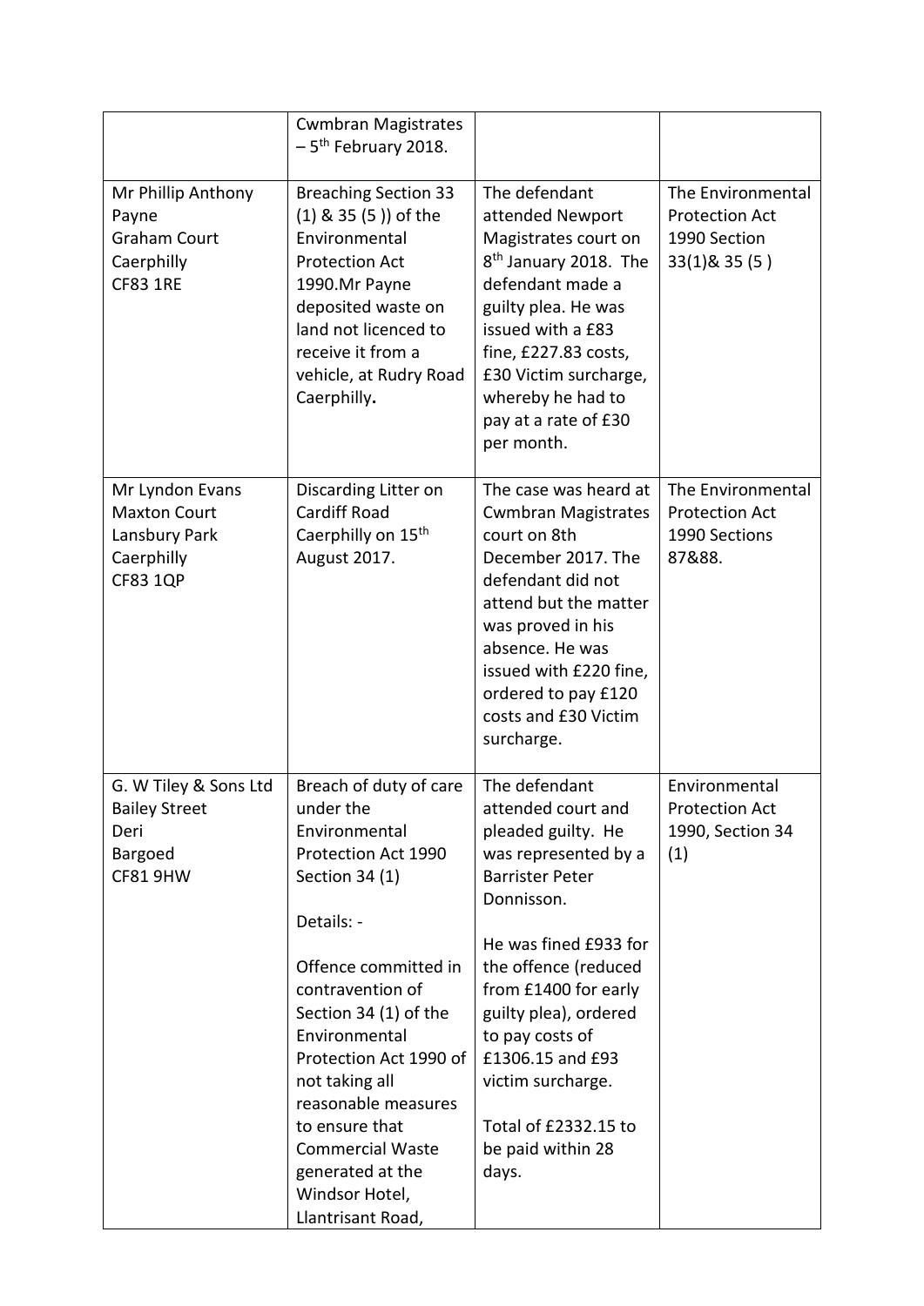| | Cwmbran Magistrates – 5th February 2018. | | |
|---|---|---|---|
| Mr Phillip Anthony Payne<br>Graham Court<br>Caerphilly<br>CF83 1RE | Breaching Section 33 (1) & 35 (5 )) of the Environmental Protection Act 1990.Mr Payne deposited waste on land not licenced to receive it from a vehicle, at Rudry Road Caerphilly**.** | The defendant attended Newport Magistrates court on 8th January 2018. The defendant made a guilty plea. He was issued with a £83 fine, £227.83 costs, £30 Victim surcharge, whereby he had to pay at a rate of £30 per month. | The Environmental Protection Act 1990 Section 33(1)& 35 (5 ) |
| Mr Lyndon Evans<br>Maxton Court<br>Lansbury Park<br>Caerphilly<br>CF83 1QP | Discarding Litter on Cardiff Road Caerphilly on 15th August 2017. | The case was heard at Cwmbran Magistrates court on 8th December 2017. The defendant did not attend but the matter was proved in his absence. He was issued with £220 fine, ordered to pay £120 costs and £30 Victim surcharge. | The Environmental Protection Act 1990 Sections 87&88. |
| G. W Tiley & Sons Ltd<br>Bailey Street<br>Deri<br>Bargoed<br>CF81 9HW | Breach of duty of care under the Environmental Protection Act 1990 Section 34 (1)<br><br>Details: -<br><br>Offence committed in contravention of Section 34 (1) of the Environmental Protection Act 1990 of not taking all reasonable measures to ensure that Commercial Waste generated at the Windsor Hotel, Llantrisant Road, | The defendant attended court and pleaded guilty. He was represented by a Barrister Peter Donnisson.<br><br>He was fined £933 for the offence (reduced from £1400 for early guilty plea), ordered to pay costs of £1306.15 and £93 victim surcharge.<br><br>Total of £2332.15 to be paid within 28 days. | Environmental Protection Act 1990, Section 34 (1) |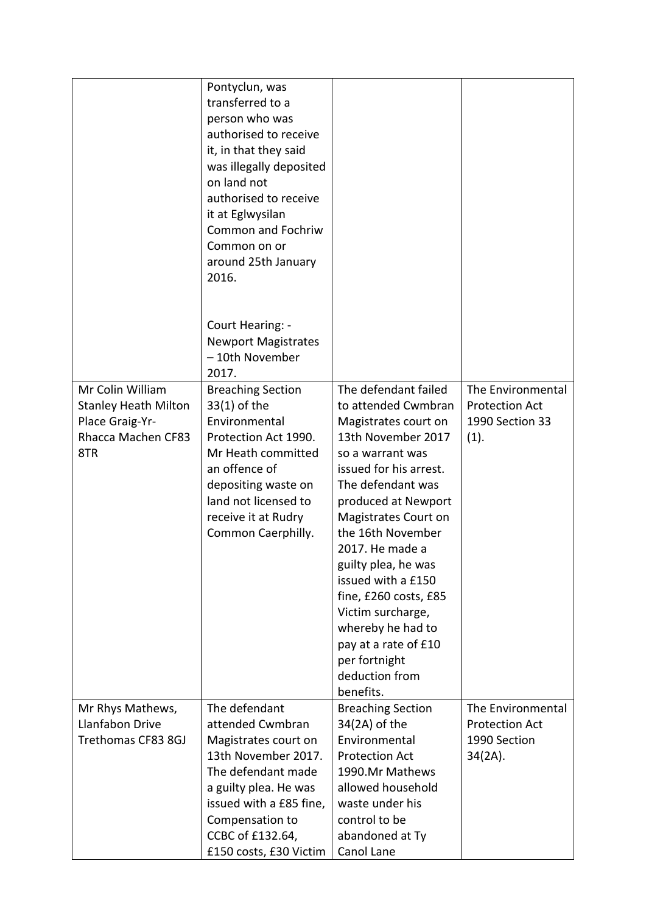| | | | |
|---|---|---|---|
| | Pontyclun, was transferred to a person who was authorised to receive it, in that they said was illegally deposited on land not authorised to receive it at Eglwysilan Common and Fochriw Common on or around 25th January 2016.<br><br>Court Hearing: - Newport Magistrates – 10th November 2017. | | |
| Mr Colin William Stanley Heath Milton Place Graig-Yr-Rhacca Machen CF83 8TR | Breaching Section 33(1) of the Environmental Protection Act 1990. Mr Heath committed an offence of depositing waste on land not licensed to receive it at Rudry Common Caerphilly. | The defendant failed to attended Cwmbran Magistrates court on 13th November 2017 so a warrant was issued for his arrest. The defendant was produced at Newport Magistrates Court on the 16th November 2017. He made a guilty plea, he was issued with a £150 fine, £260 costs, £85 Victim surcharge, whereby he had to pay at a rate of £10 per fortnight deduction from benefits. | The Environmental Protection Act 1990 Section 33 (1). |
| Mr Rhys Mathews, Llanfabon Drive Trethomas CF83 8GJ | The defendant attended Cwmbran Magistrates court on 13th November 2017. The defendant made a guilty plea. He was issued with a £85 fine, Compensation to CCBC of £132.64, £150 costs, £30 Victim | Breaching Section 34(2A) of the Environmental Protection Act 1990.Mr Mathews allowed household waste under his control to be abandoned at Ty Canol Lane | The Environmental Protection Act 1990 Section 34(2A). |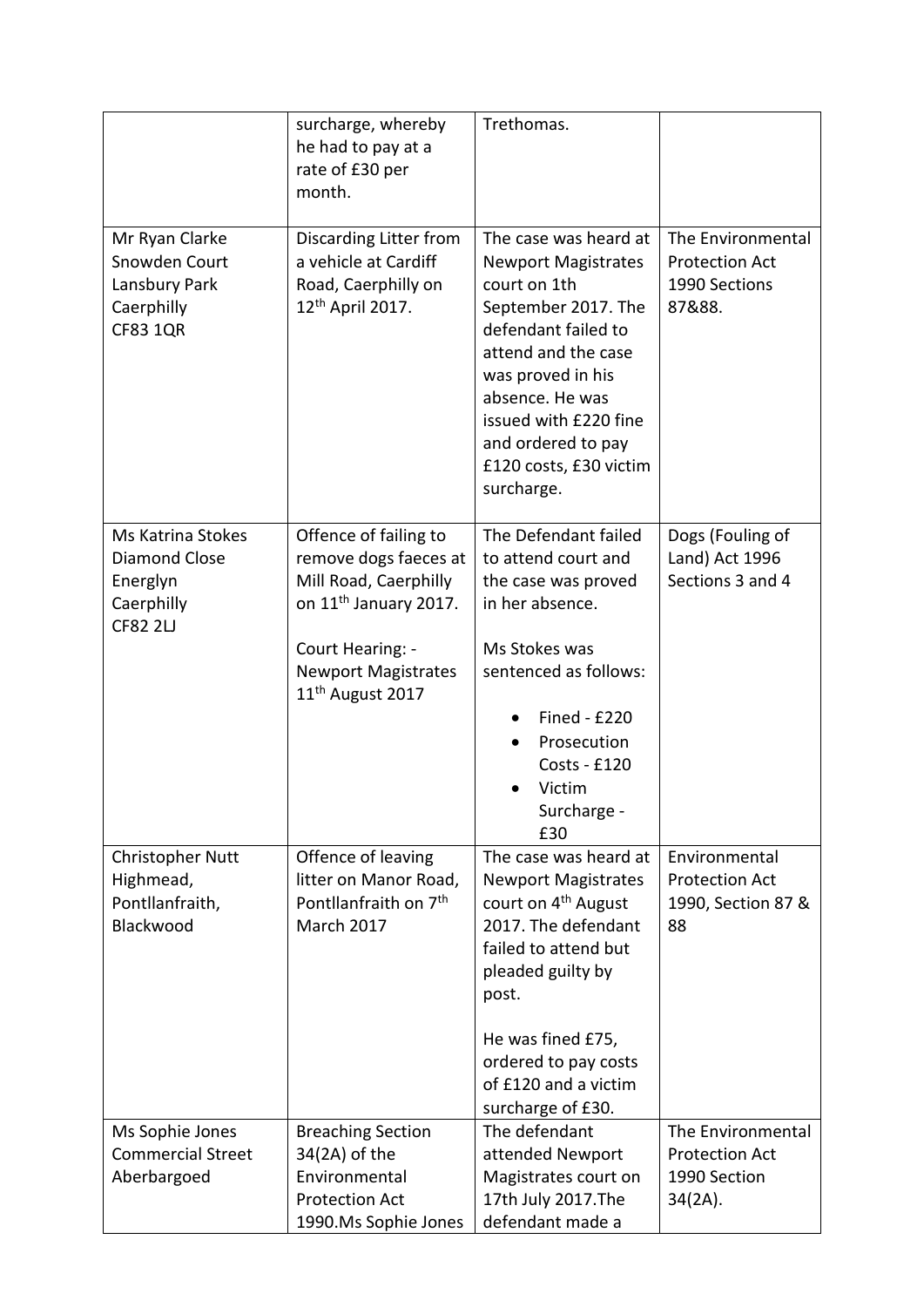|  |  |  |  |
|---|---|---|---|
|  | surcharge, whereby he had to pay at a rate of £30 per month. | Trethomas. |  |
| Mr Ryan Clarke<br>Snowden Court<br>Lansbury Park<br>Caerphilly<br>CF83 1QR | Discarding Litter from a vehicle at Cardiff Road, Caerphilly on 12th April 2017. | The case was heard at Newport Magistrates court on 1th September 2017. The defendant failed to attend and the case was proved in his absence. He was issued with £220 fine and ordered to pay £120 costs, £30 victim surcharge. | The Environmental Protection Act 1990 Sections 87&88. |
| Ms Katrina Stokes<br>Diamond Close<br>Energlyn<br>Caerphilly<br>CF82 2LJ | Offence of failing to remove dogs faeces at Mill Road, Caerphilly on 11th January 2017.<br><br>Court Hearing: - Newport Magistrates 11th August 2017 | The Defendant failed to attend court and the case was proved in her absence.<br><br>Ms Stokes was sentenced as follows:<br>• Fined - £220<br>• Prosecution Costs - £120<br>• Victim Surcharge - £30 | Dogs (Fouling of Land) Act 1996 Sections 3 and 4 |
| Christopher Nutt<br>Highmead,<br>Pontllanfraith,<br>Blackwood | Offence of leaving litter on Manor Road, Pontllanfraith on 7th March 2017 | The case was heard at Newport Magistrates court on 4th August 2017. The defendant failed to attend but pleaded guilty by post.<br><br>He was fined £75, ordered to pay costs of £120 and a victim surcharge of £30. | Environmental Protection Act 1990, Section 87 & 88 |
| Ms Sophie Jones<br>Commercial Street<br>Aberbargoed | Breaching Section 34(2A) of the Environmental Protection Act 1990.Ms Sophie Jones | The defendant attended Newport Magistrates court on 17th July 2017.The defendant made a | The Environmental Protection Act 1990 Section 34(2A). |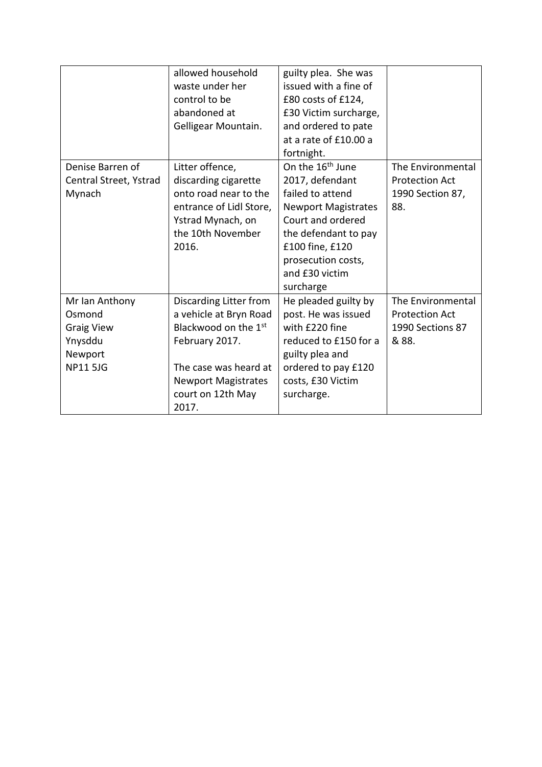| | | | |
|---|---|---|---|
| | allowed household waste under her control to be abandoned at Gelligear Mountain. | guilty plea. She was issued with a fine of £80 costs of £124, £30 Victim surcharge, and ordered to pate at a rate of £10.00 a fortnight. | |
| Denise Barren of Central Street, Ystrad Mynach | Litter offence, discarding cigarette onto road near to the entrance of Lidl Store, Ystrad Mynach, on the 10th November 2016. | On the 16th June 2017, defendant failed to attend Newport Magistrates Court and ordered the defendant to pay £100 fine, £120 prosecution costs, and £30 victim surcharge | The Environmental Protection Act 1990 Section 87, 88. |
| Mr Ian Anthony Osmond<br>Graig View<br>Ynysddu<br>Newport<br>NP11 5JG | Discarding Litter from a vehicle at Bryn Road Blackwood on the 1st February 2017.<br><br>The case was heard at Newport Magistrates court on 12th May 2017. | He pleaded guilty by post. He was issued with £220 fine reduced to £150 for a guilty plea and ordered to pay £120 costs, £30 Victim surcharge. | The Environmental Protection Act 1990 Sections 87 & 88. |